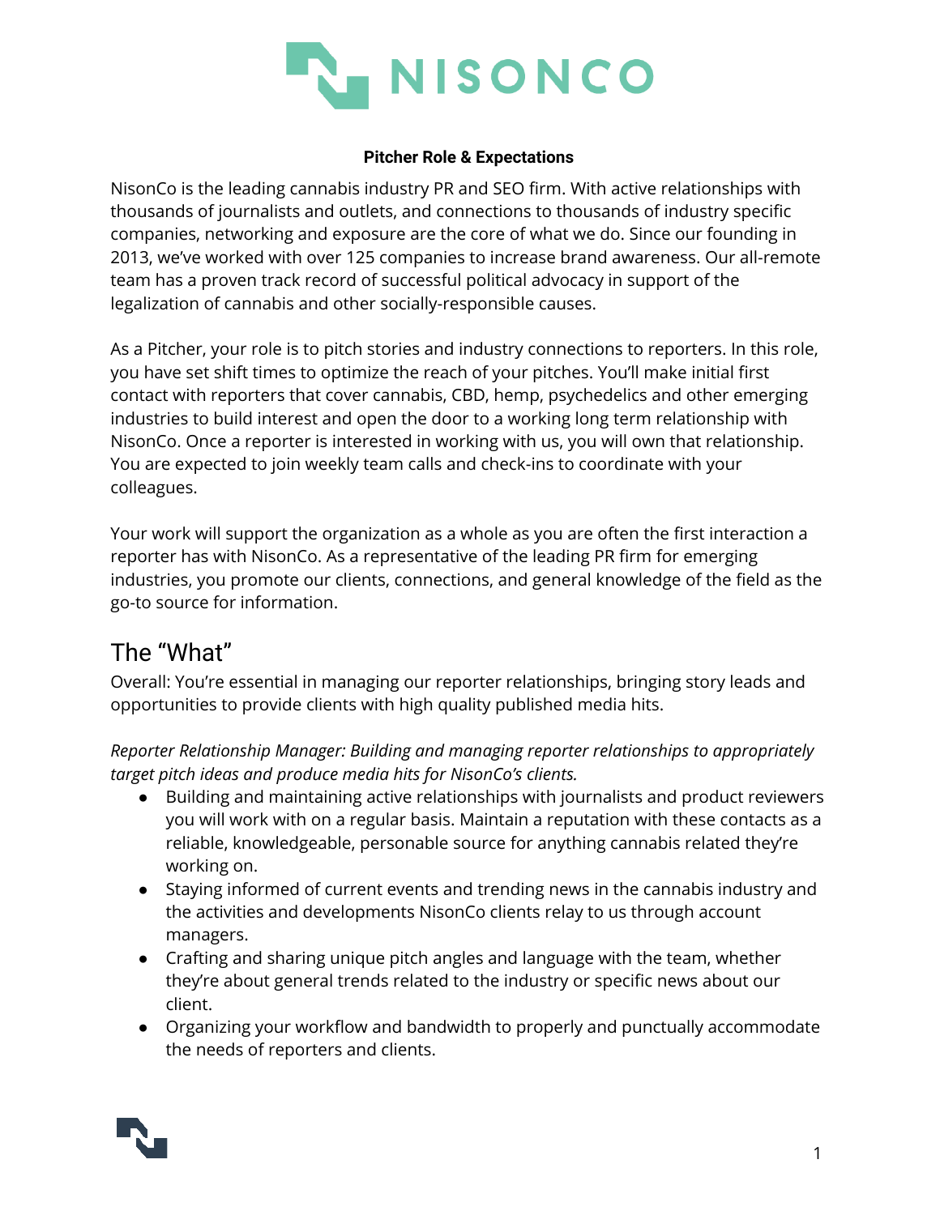**Pitcher Role & Expectations**

NisonCo is the leading cannabis industry PR and SEO firm. With active relationships with thousands of journalists and outlets, and connections to thousands of industry specific companies, networking and exposure are the core of what we do. Since our founding in 2013, we've worked with over 125 companies to increase brand awareness. Our all-remote team has a proven track record of successful political advocacy in support of the legalization of cannabis and other socially-responsible causes.

As a Pitcher, your role is to pitch stories and industry connections to reporters. In this role, you have set shift times to optimize the reach of your pitches. You'll make initial first contact with reporters that cover cannabis, CBD, hemp, psychedelics and other emerging industries to build interest and open the door to a working long term relationship with NisonCo. Once a reporter is interested in working with us, you will own that relationship. You are expected to join weekly team calls and check-ins to coordinate with your colleagues.

Your work will support the organization as a whole as you are often the first interaction a reporter has with NisonCo. As a representative of the leading PR firm for emerging industries, you promote our clients, connections, and general knowledge of the field as the go-to source for information.

## The "What"

Overall: You're essential in managing our reporter relationships, bringing story leads and opportunities to provide clients with high quality published media hits.

*Reporter Relationship Manager: Building and managing reporter relationships to appropriately target pitch ideas and produce media hits for NisonCo's clients.*

- Building and maintaining active relationships with journalists and product reviewers you will work with on a regular basis. Maintain a reputation with these contacts as a reliable, knowledgeable, personable source for anything cannabis related they're working on.
- Staying informed of current events and trending news in the cannabis industry and the activities and developments NisonCo clients relay to us through account managers.
- Crafting and sharing unique pitch angles and language with the team, whether they're about general trends related to the industry or specific news about our client.
- Organizing your workflow and bandwidth to properly and punctually accommodate the needs of reporters and clients.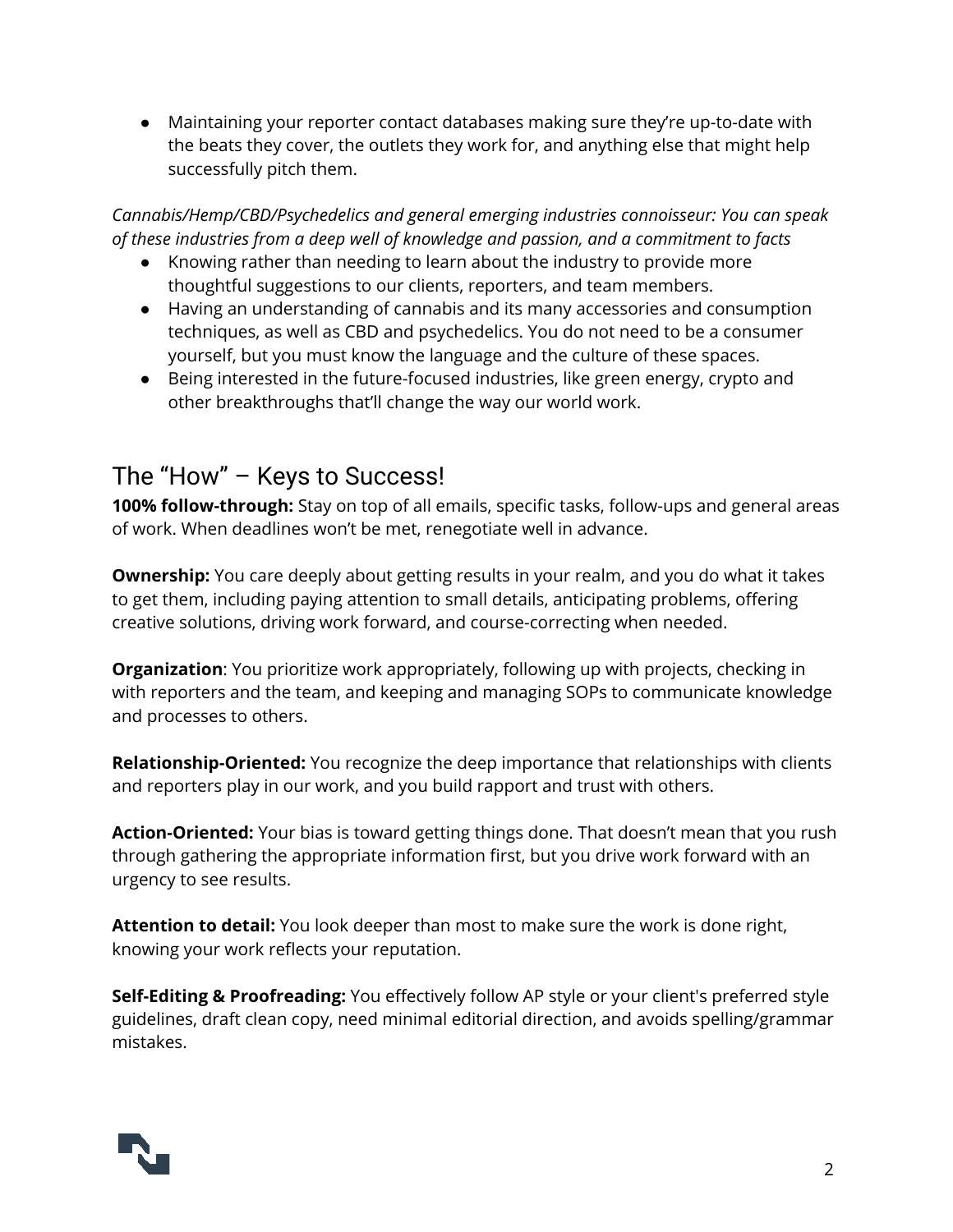- Maintaining your reporter contact databases making sure they're up-to-date with the beats they cover, the outlets they work for, and anything else that might help successfully pitch them.

*Cannabis/Hemp/CBD/Psychedelics and general emerging industries connoisseur: You can speak of these industries from a deep well of knowledge and passion, and a commitment to facts*

- Knowing rather than needing to learn about the industry to provide more thoughtful suggestions to our clients, reporters, and team members.
- Having an understanding of cannabis and its many accessories and consumption techniques, as well as CBD and psychedelics. You do not need to be a consumer yourself, but you must know the language and the culture of these spaces.
- Being interested in the future-focused industries, like green energy, crypto and other breakthroughs that'll change the way our world work.

## The "How" – Keys to Success!

**100% follow-through:** Stay on top of all emails, specific tasks, follow-ups and general areas of work. When deadlines won't be met, renegotiate well in advance.

**Ownership:** You care deeply about getting results in your realm, and you do what it takes to get them, including paying attention to small details, anticipating problems, offering creative solutions, driving work forward, and course-correcting when needed.

**Organization**: You prioritize work appropriately, following up with projects, checking in with reporters and the team, and keeping and managing SOPs to communicate knowledge and processes to others.

**Relationship-Oriented:** You recognize the deep importance that relationships with clients and reporters play in our work, and you build rapport and trust with others.

**Action-Oriented:** Your bias is toward getting things done. That doesn't mean that you rush through gathering the appropriate information first, but you drive work forward with an urgency to see results.

**Attention to detail:** You look deeper than most to make sure the work is done right, knowing your work reflects your reputation.

**Self-Editing & Proofreading:** You effectively follow AP style or your client's preferred style guidelines, draft clean copy, need minimal editorial direction, and avoids spelling/grammar mistakes.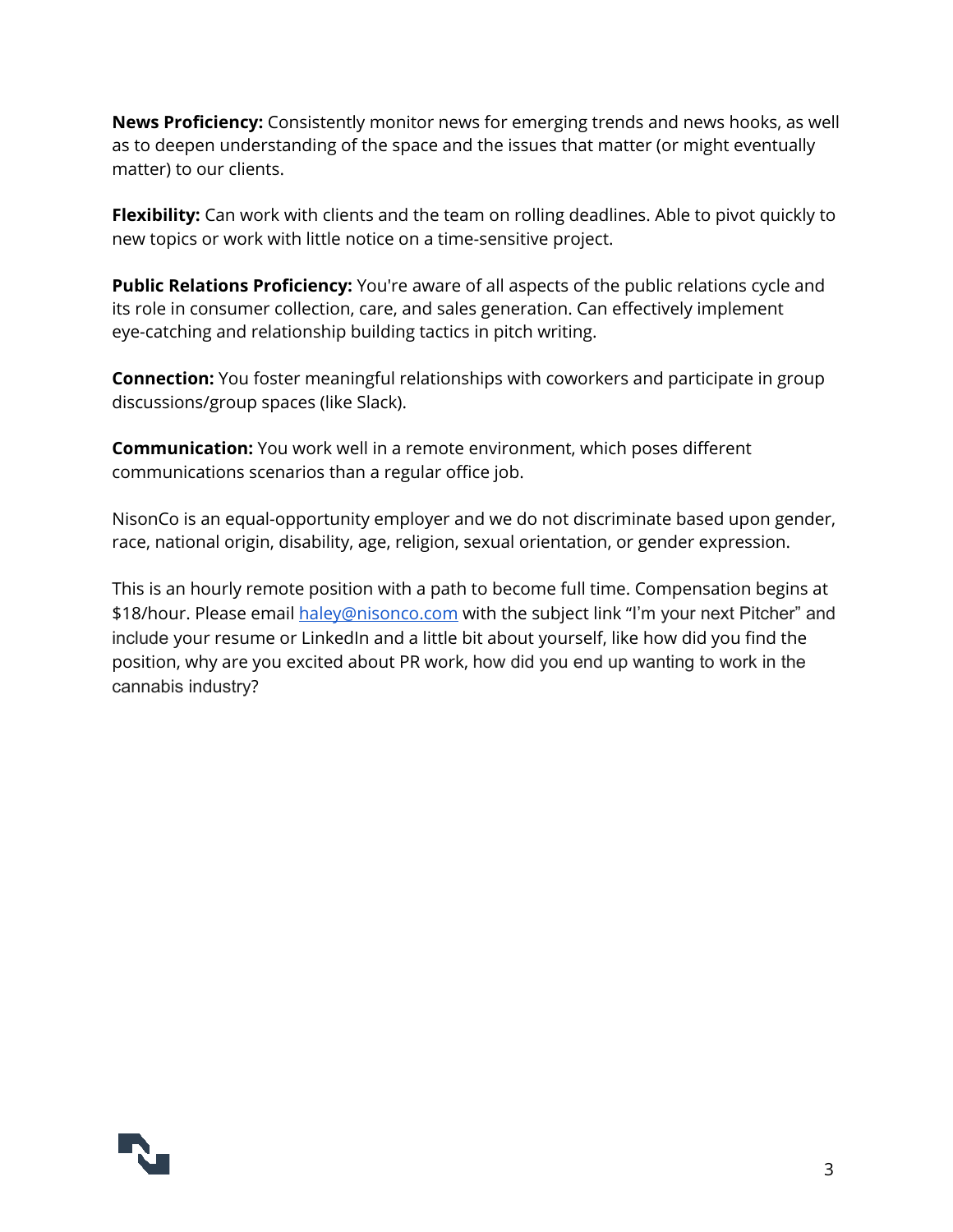**News Proficiency:** Consistently monitor news for emerging trends and news hooks, as well as to deepen understanding of the space and the issues that matter (or might eventually matter) to our clients.

**Flexibility:** Can work with clients and the team on rolling deadlines. Able to pivot quickly to new topics or work with little notice on a time-sensitive project.

**Public Relations Proficiency:** You're aware of all aspects of the public relations cycle and its role in consumer collection, care, and sales generation. Can effectively implement eye-catching and relationship building tactics in pitch writing.

**Connection:** You foster meaningful relationships with coworkers and participate in group discussions/group spaces (like Slack).

**Communication:** You work well in a remote environment, which poses different communications scenarios than a regular office job.

NisonCo is an equal-opportunity employer and we do not discriminate based upon gender, race, national origin, disability, age, religion, sexual orientation, or gender expression.

This is an hourly remote position with a path to become full time. Compensation begins at $18/hour. Please email [haley@nisonco.com](mailto:haley@nisonco.com) with the subject link "I'm your next Pitcher" and include your resume or LinkedIn and a little bit about yourself, like how did you find the position, why are you excited about PR work, how did you end up wanting to work in the cannabis industry?